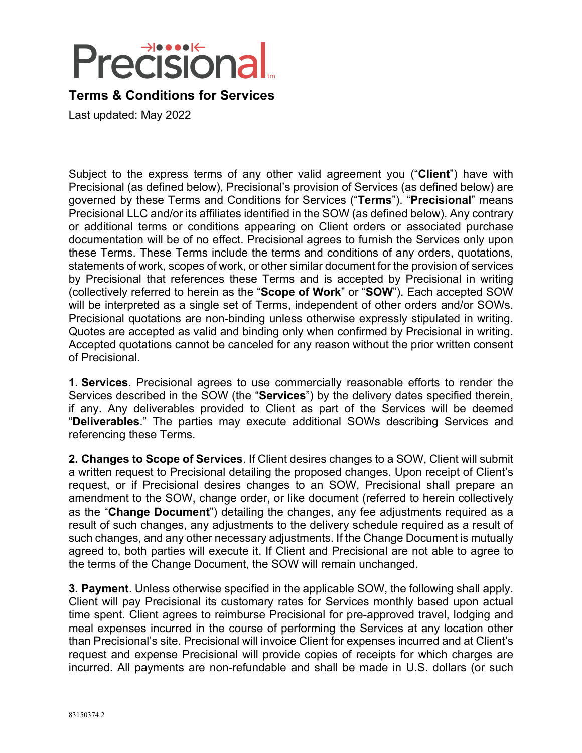# Precisional

## Terms & Conditions for Services

Last updated: May 2022

Subject to the express terms of any other valid agreement you ("**Client**") have with Precisional (as defined below), Precisional's provision of Services (as defined below) are governed by these Terms and Conditions for Services ("**Terms**"). "**Precisional**" means Precisional LLC and/or its affiliates identified in the SOW (as defined below). Any contrary or additional terms or conditions appearing on Client orders or associated purchase documentation will be of no effect. Precisional agrees to furnish the Services only upon these Terms. These Terms include the terms and conditions of any orders, quotations, statements of work, scopes of work, or other similar document for the provision of services by Precisional that references these Terms and is accepted by Precisional in writing (collectively referred to herein as the "**Scope of Work**" or "**SOW**"). Each accepted SOW will be interpreted as a single set of Terms, independent of other orders and/or SOWs. Precisional quotations are non-binding unless otherwise expressly stipulated in writing. Quotes are accepted as valid and binding only when confirmed by Precisional in writing. Accepted quotations cannot be canceled for any reason without the prior written consent of Precisional.

**1. Services**. Precisional agrees to use commercially reasonable efforts to render the Services described in the SOW (the "**Services**") by the delivery dates specified therein, if any. Any deliverables provided to Client as part of the Services will be deemed "**Deliverables**." The parties may execute additional SOWs describing Services and referencing these Terms.

**2. Changes to Scope of Services**. If Client desires changes to a SOW, Client will submit a written request to Precisional detailing the proposed changes. Upon receipt of Client's request, or if Precisional desires changes to an SOW, Precisional shall prepare an amendment to the SOW, change order, or like document (referred to herein collectively as the "**Change Document**") detailing the changes, any fee adjustments required as a result of such changes, any adjustments to the delivery schedule required as a result of such changes, and any other necessary adjustments. If the Change Document is mutually agreed to, both parties will execute it. If Client and Precisional are not able to agree to the terms of the Change Document, the SOW will remain unchanged.

**3. Payment**. Unless otherwise specified in the applicable SOW, the following shall apply. Client will pay Precisional its customary rates for Services monthly based upon actual time spent. Client agrees to reimburse Precisional for pre-approved travel, lodging and meal expenses incurred in the course of performing the Services at any location other than Precisional's site. Precisional will invoice Client for expenses incurred and at Client's request and expense Precisional will provide copies of receipts for which charges are incurred. All payments are non-refundable and shall be made in U.S. dollars (or such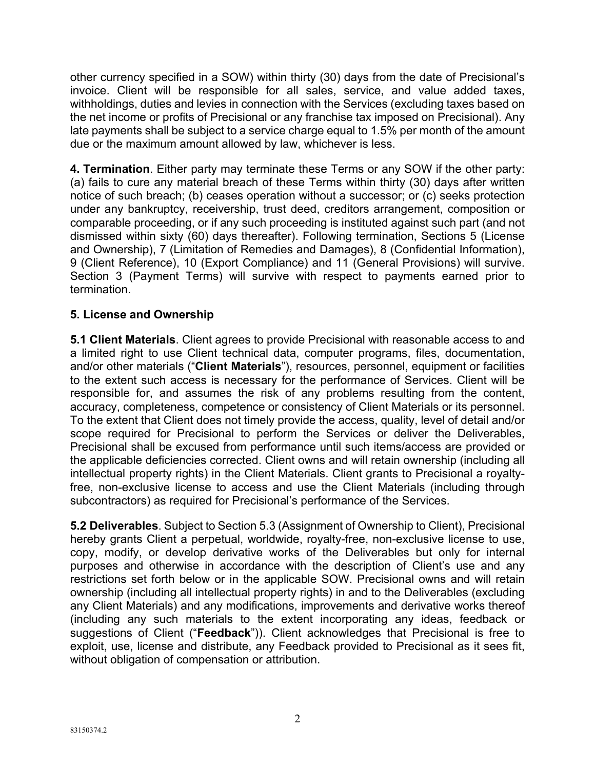other currency specified in a SOW) within thirty (30) days from the date of Precisional's invoice. Client will be responsible for all sales, service, and value added taxes, withholdings, duties and levies in connection with the Services (excluding taxes based on the net income or profits of Precisional or any franchise tax imposed on Precisional). Any late payments shall be subject to a service charge equal to 1.5% per month of the amount due or the maximum amount allowed by law, whichever is less.

**4. Termination**. Either party may terminate these Terms or any SOW if the other party: (a) fails to cure any material breach of these Terms within thirty (30) days after written notice of such breach; (b) ceases operation without a successor; or (c) seeks protection under any bankruptcy, receivership, trust deed, creditors arrangement, composition or comparable proceeding, or if any such proceeding is instituted against such part (and not dismissed within sixty (60) days thereafter). Following termination, Sections 5 (License and Ownership), 7 (Limitation of Remedies and Damages), 8 (Confidential Information), 9 (Client Reference), 10 (Export Compliance) and 11 (General Provisions) will survive. Section 3 (Payment Terms) will survive with respect to payments earned prior to termination.

**5. License and Ownership**

**5.1 Client Materials**. Client agrees to provide Precisional with reasonable access to and a limited right to use Client technical data, computer programs, files, documentation, and/or other materials ("**Client Materials**"), resources, personnel, equipment or facilities to the extent such access is necessary for the performance of Services. Client will be responsible for, and assumes the risk of any problems resulting from the content, accuracy, completeness, competence or consistency of Client Materials or its personnel. To the extent that Client does not timely provide the access, quality, level of detail and/or scope required for Precisional to perform the Services or deliver the Deliverables, Precisional shall be excused from performance until such items/access are provided or the applicable deficiencies corrected. Client owns and will retain ownership (including all intellectual property rights) in the Client Materials. Client grants to Precisional a royalty-free, non-exclusive license to access and use the Client Materials (including through subcontractors) as required for Precisional's performance of the Services.

**5.2 Deliverables**. Subject to Section 5.3 (Assignment of Ownership to Client), Precisional hereby grants Client a perpetual, worldwide, royalty-free, non-exclusive license to use, copy, modify, or develop derivative works of the Deliverables but only for internal purposes and otherwise in accordance with the description of Client's use and any restrictions set forth below or in the applicable SOW. Precisional owns and will retain ownership (including all intellectual property rights) in and to the Deliverables (excluding any Client Materials) and any modifications, improvements and derivative works thereof (including any such materials to the extent incorporating any ideas, feedback or suggestions of Client ("**Feedback**")). Client acknowledges that Precisional is free to exploit, use, license and distribute, any Feedback provided to Precisional as it sees fit, without obligation of compensation or attribution.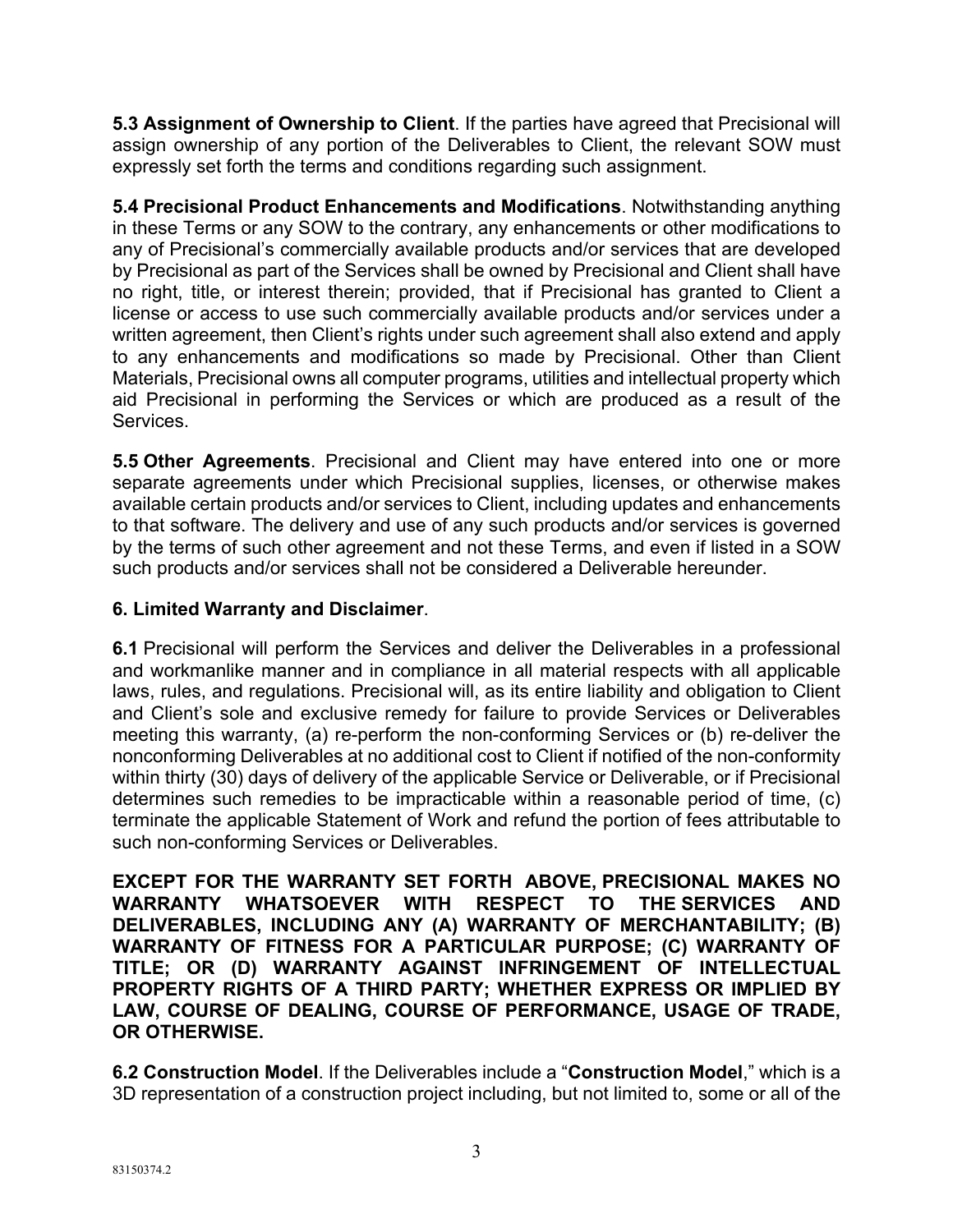**5.3 Assignment of Ownership to Client**. If the parties have agreed that Precisional will assign ownership of any portion of the Deliverables to Client, the relevant SOW must expressly set forth the terms and conditions regarding such assignment.

**5.4 Precisional Product Enhancements and Modifications**. Notwithstanding anything in these Terms or any SOW to the contrary, any enhancements or other modifications to any of Precisional's commercially available products and/or services that are developed by Precisional as part of the Services shall be owned by Precisional and Client shall have no right, title, or interest therein; provided, that if Precisional has granted to Client a license or access to use such commercially available products and/or services under a written agreement, then Client's rights under such agreement shall also extend and apply to any enhancements and modifications so made by Precisional. Other than Client Materials, Precisional owns all computer programs, utilities and intellectual property which aid Precisional in performing the Services or which are produced as a result of the Services.

**5.5 Other Agreements**. Precisional and Client may have entered into one or more separate agreements under which Precisional supplies, licenses, or otherwise makes available certain products and/or services to Client, including updates and enhancements to that software. The delivery and use of any such products and/or services is governed by the terms of such other agreement and not these Terms, and even if listed in a SOW such products and/or services shall not be considered a Deliverable hereunder.

**6. Limited Warranty and Disclaimer**.

**6.1** Precisional will perform the Services and deliver the Deliverables in a professional and workmanlike manner and in compliance in all material respects with all applicable laws, rules, and regulations. Precisional will, as its entire liability and obligation to Client and Client's sole and exclusive remedy for failure to provide Services or Deliverables meeting this warranty, (a) re-perform the non-conforming Services or (b) re-deliver the nonconforming Deliverables at no additional cost to Client if notified of the non-conformity within thirty (30) days of delivery of the applicable Service or Deliverable, or if Precisional determines such remedies to be impracticable within a reasonable period of time, (c) terminate the applicable Statement of Work and refund the portion of fees attributable to such non-conforming Services or Deliverables.

**EXCEPT FOR THE WARRANTY SET FORTH ABOVE, PRECISIONAL MAKES NO WARRANTY WHATSOEVER WITH RESPECT TO THE SERVICES AND DELIVERABLES, INCLUDING ANY (A) WARRANTY OF MERCHANTABILITY; (B) WARRANTY OF FITNESS FOR A PARTICULAR PURPOSE; (C) WARRANTY OF TITLE; OR (D) WARRANTY AGAINST INFRINGEMENT OF INTELLECTUAL PROPERTY RIGHTS OF A THIRD PARTY; WHETHER EXPRESS OR IMPLIED BY LAW, COURSE OF DEALING, COURSE OF PERFORMANCE, USAGE OF TRADE, OR OTHERWISE.**

**6.2 Construction Model**. If the Deliverables include a "**Construction Model**," which is a 3D representation of a construction project including, but not limited to, some or all of the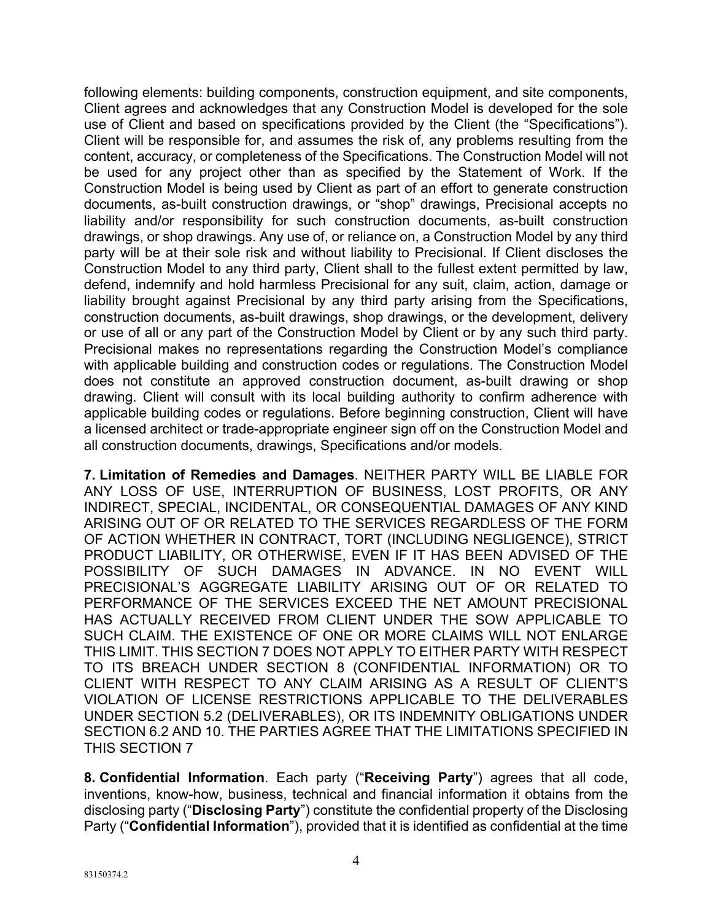following elements: building components, construction equipment, and site components, Client agrees and acknowledges that any Construction Model is developed for the sole use of Client and based on specifications provided by the Client (the "Specifications"). Client will be responsible for, and assumes the risk of, any problems resulting from the content, accuracy, or completeness of the Specifications. The Construction Model will not be used for any project other than as specified by the Statement of Work. If the Construction Model is being used by Client as part of an effort to generate construction documents, as-built construction drawings, or "shop" drawings, Precisional accepts no liability and/or responsibility for such construction documents, as-built construction drawings, or shop drawings. Any use of, or reliance on, a Construction Model by any third party will be at their sole risk and without liability to Precisional. If Client discloses the Construction Model to any third party, Client shall to the fullest extent permitted by law, defend, indemnify and hold harmless Precisional for any suit, claim, action, damage or liability brought against Precisional by any third party arising from the Specifications, construction documents, as-built drawings, shop drawings, or the development, delivery or use of all or any part of the Construction Model by Client or by any such third party. Precisional makes no representations regarding the Construction Model's compliance with applicable building and construction codes or regulations. The Construction Model does not constitute an approved construction document, as-built drawing or shop drawing. Client will consult with its local building authority to confirm adherence with applicable building codes or regulations. Before beginning construction, Client will have a licensed architect or trade-appropriate engineer sign off on the Construction Model and all construction documents, drawings, Specifications and/or models.

**7. Limitation of Remedies and Damages**. NEITHER PARTY WILL BE LIABLE FOR ANY LOSS OF USE, INTERRUPTION OF BUSINESS, LOST PROFITS, OR ANY INDIRECT, SPECIAL, INCIDENTAL, OR CONSEQUENTIAL DAMAGES OF ANY KIND ARISING OUT OF OR RELATED TO THE SERVICES REGARDLESS OF THE FORM OF ACTION WHETHER IN CONTRACT, TORT (INCLUDING NEGLIGENCE), STRICT PRODUCT LIABILITY, OR OTHERWISE, EVEN IF IT HAS BEEN ADVISED OF THE POSSIBILITY OF SUCH DAMAGES IN ADVANCE. IN NO EVENT WILL PRECISIONAL'S AGGREGATE LIABILITY ARISING OUT OF OR RELATED TO PERFORMANCE OF THE SERVICES EXCEED THE NET AMOUNT PRECISIONAL HAS ACTUALLY RECEIVED FROM CLIENT UNDER THE SOW APPLICABLE TO SUCH CLAIM. THE EXISTENCE OF ONE OR MORE CLAIMS WILL NOT ENLARGE THIS LIMIT. THIS SECTION 7 DOES NOT APPLY TO EITHER PARTY WITH RESPECT TO ITS BREACH UNDER SECTION 8 (CONFIDENTIAL INFORMATION) OR TO CLIENT WITH RESPECT TO ANY CLAIM ARISING AS A RESULT OF CLIENT'S VIOLATION OF LICENSE RESTRICTIONS APPLICABLE TO THE DELIVERABLES UNDER SECTION 5.2 (DELIVERABLES), OR ITS INDEMNITY OBLIGATIONS UNDER SECTION 6.2 AND 10. THE PARTIES AGREE THAT THE LIMITATIONS SPECIFIED IN THIS SECTION 7

**8. Confidential Information**. Each party ("**Receiving Party**") agrees that all code, inventions, know-how, business, technical and financial information it obtains from the disclosing party ("**Disclosing Party**") constitute the confidential property of the Disclosing Party ("**Confidential Information**"), provided that it is identified as confidential at the time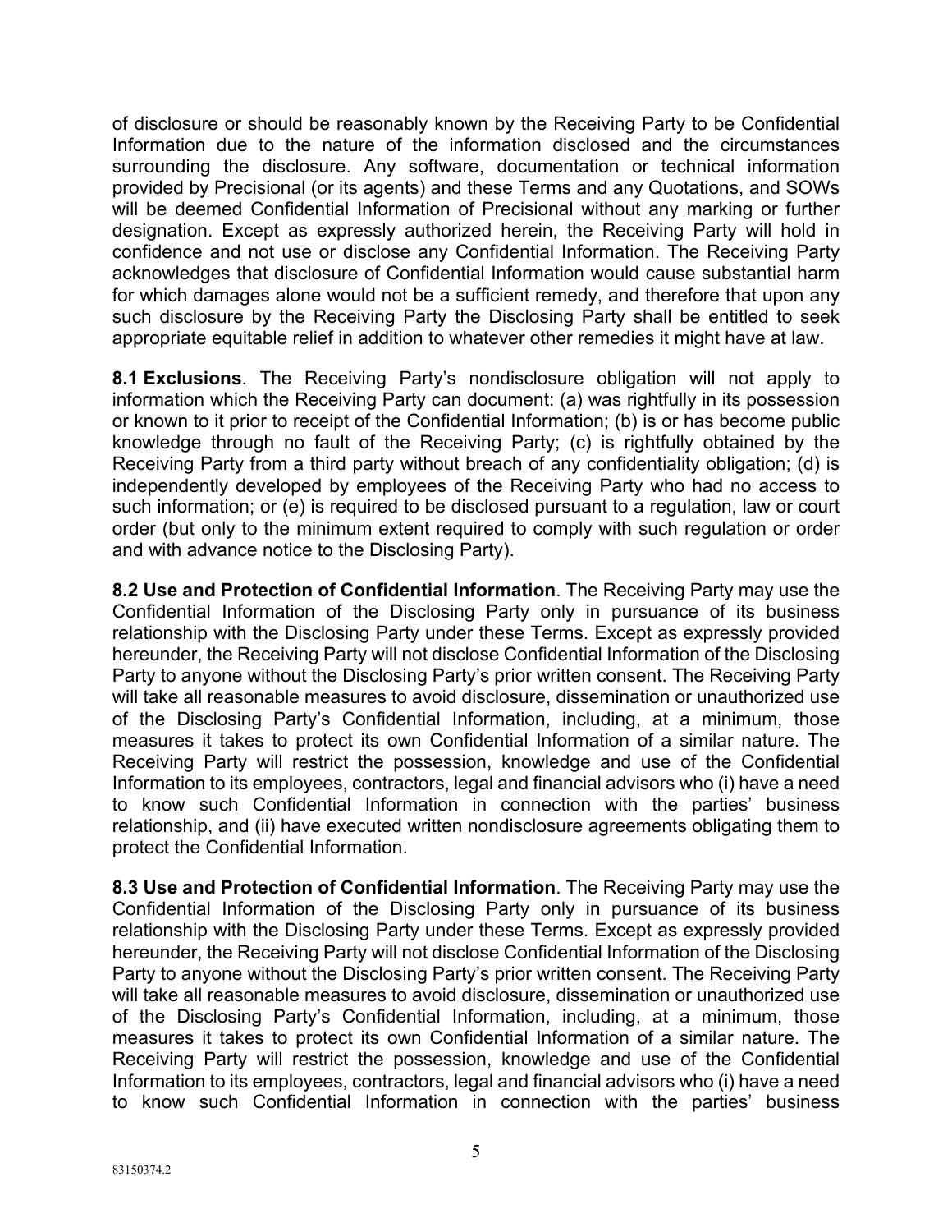of disclosure or should be reasonably known by the Receiving Party to be Confidential Information due to the nature of the information disclosed and the circumstances surrounding the disclosure. Any software, documentation or technical information provided by Precisional (or its agents) and these Terms and any Quotations, and SOWs will be deemed Confidential Information of Precisional without any marking or further designation. Except as expressly authorized herein, the Receiving Party will hold in confidence and not use or disclose any Confidential Information. The Receiving Party acknowledges that disclosure of Confidential Information would cause substantial harm for which damages alone would not be a sufficient remedy, and therefore that upon any such disclosure by the Receiving Party the Disclosing Party shall be entitled to seek appropriate equitable relief in addition to whatever other remedies it might have at law.

**8.1 Exclusions**. The Receiving Party's nondisclosure obligation will not apply to information which the Receiving Party can document: (a) was rightfully in its possession or known to it prior to receipt of the Confidential Information; (b) is or has become public knowledge through no fault of the Receiving Party; (c) is rightfully obtained by the Receiving Party from a third party without breach of any confidentiality obligation; (d) is independently developed by employees of the Receiving Party who had no access to such information; or (e) is required to be disclosed pursuant to a regulation, law or court order (but only to the minimum extent required to comply with such regulation or order and with advance notice to the Disclosing Party).

**8.2 Use and Protection of Confidential Information**. The Receiving Party may use the Confidential Information of the Disclosing Party only in pursuance of its business relationship with the Disclosing Party under these Terms. Except as expressly provided hereunder, the Receiving Party will not disclose Confidential Information of the Disclosing Party to anyone without the Disclosing Party's prior written consent. The Receiving Party will take all reasonable measures to avoid disclosure, dissemination or unauthorized use of the Disclosing Party's Confidential Information, including, at a minimum, those measures it takes to protect its own Confidential Information of a similar nature. The Receiving Party will restrict the possession, knowledge and use of the Confidential Information to its employees, contractors, legal and financial advisors who (i) have a need to know such Confidential Information in connection with the parties' business relationship, and (ii) have executed written nondisclosure agreements obligating them to protect the Confidential Information.

**8.3 Use and Protection of Confidential Information**. The Receiving Party may use the Confidential Information of the Disclosing Party only in pursuance of its business relationship with the Disclosing Party under these Terms. Except as expressly provided hereunder, the Receiving Party will not disclose Confidential Information of the Disclosing Party to anyone without the Disclosing Party's prior written consent. The Receiving Party will take all reasonable measures to avoid disclosure, dissemination or unauthorized use of the Disclosing Party's Confidential Information, including, at a minimum, those measures it takes to protect its own Confidential Information of a similar nature. The Receiving Party will restrict the possession, knowledge and use of the Confidential Information to its employees, contractors, legal and financial advisors who (i) have a need to know such Confidential Information in connection with the parties' business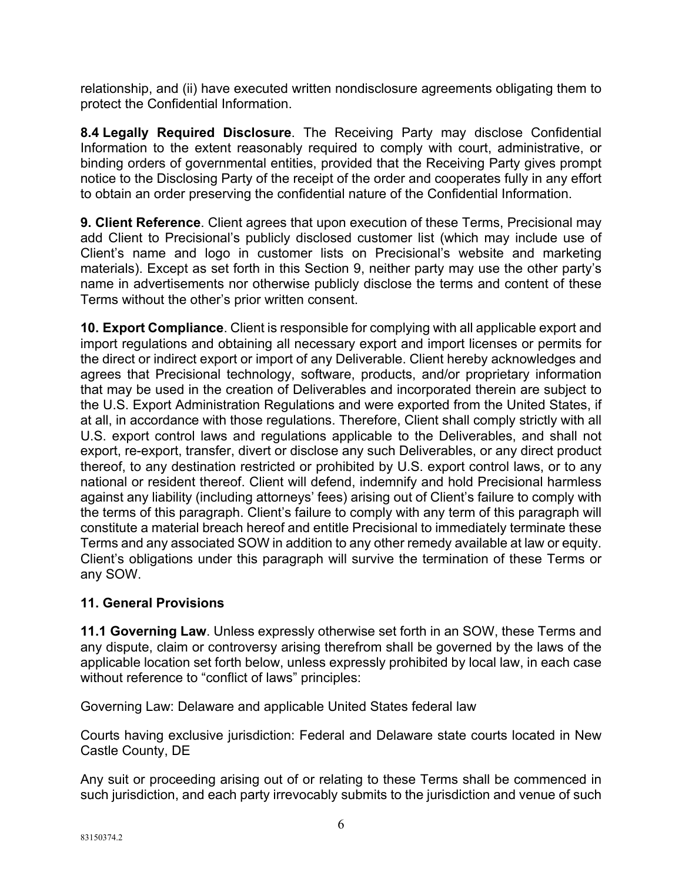relationship, and (ii) have executed written nondisclosure agreements obligating them to protect the Confidential Information.

**8.4 Legally Required Disclosure**. The Receiving Party may disclose Confidential Information to the extent reasonably required to comply with court, administrative, or binding orders of governmental entities, provided that the Receiving Party gives prompt notice to the Disclosing Party of the receipt of the order and cooperates fully in any effort to obtain an order preserving the confidential nature of the Confidential Information.

**9. Client Reference**. Client agrees that upon execution of these Terms, Precisional may add Client to Precisional's publicly disclosed customer list (which may include use of Client's name and logo in customer lists on Precisional's website and marketing materials). Except as set forth in this Section 9, neither party may use the other party's name in advertisements nor otherwise publicly disclose the terms and content of these Terms without the other's prior written consent.

**10. Export Compliance**. Client is responsible for complying with all applicable export and import regulations and obtaining all necessary export and import licenses or permits for the direct or indirect export or import of any Deliverable. Client hereby acknowledges and agrees that Precisional technology, software, products, and/or proprietary information that may be used in the creation of Deliverables and incorporated therein are subject to the U.S. Export Administration Regulations and were exported from the United States, if at all, in accordance with those regulations. Therefore, Client shall comply strictly with all U.S. export control laws and regulations applicable to the Deliverables, and shall not export, re-export, transfer, divert or disclose any such Deliverables, or any direct product thereof, to any destination restricted or prohibited by U.S. export control laws, or to any national or resident thereof. Client will defend, indemnify and hold Precisional harmless against any liability (including attorneys' fees) arising out of Client's failure to comply with the terms of this paragraph. Client's failure to comply with any term of this paragraph will constitute a material breach hereof and entitle Precisional to immediately terminate these Terms and any associated SOW in addition to any other remedy available at law or equity. Client's obligations under this paragraph will survive the termination of these Terms or any SOW.

**11. General Provisions**

**11.1 Governing Law**. Unless expressly otherwise set forth in an SOW, these Terms and any dispute, claim or controversy arising therefrom shall be governed by the laws of the applicable location set forth below, unless expressly prohibited by local law, in each case without reference to "conflict of laws" principles:

Governing Law: Delaware and applicable United States federal law

Courts having exclusive jurisdiction: Federal and Delaware state courts located in New Castle County, DE

Any suit or proceeding arising out of or relating to these Terms shall be commenced in such jurisdiction, and each party irrevocably submits to the jurisdiction and venue of such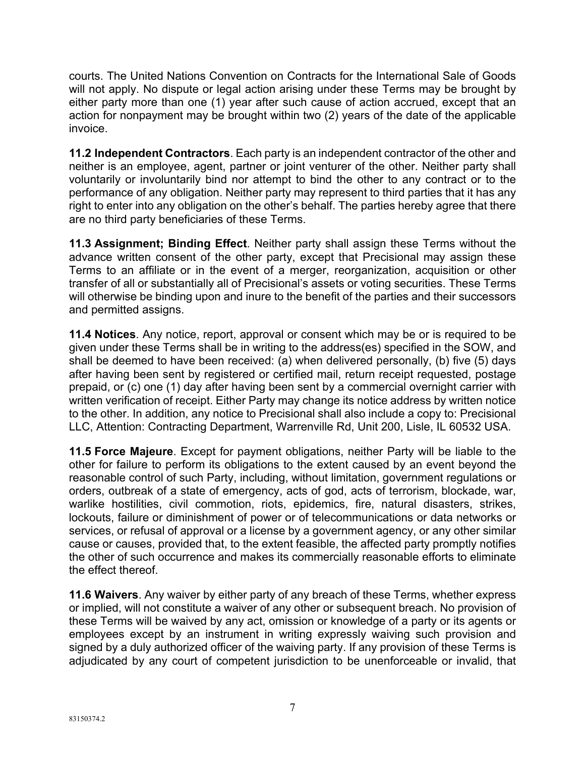courts. The United Nations Convention on Contracts for the International Sale of Goods will not apply. No dispute or legal action arising under these Terms may be brought by either party more than one (1) year after such cause of action accrued, except that an action for nonpayment may be brought within two (2) years of the date of the applicable invoice.

**11.2 Independent Contractors**. Each party is an independent contractor of the other and neither is an employee, agent, partner or joint venturer of the other. Neither party shall voluntarily or involuntarily bind nor attempt to bind the other to any contract or to the performance of any obligation. Neither party may represent to third parties that it has any right to enter into any obligation on the other's behalf. The parties hereby agree that there are no third party beneficiaries of these Terms.

**11.3 Assignment; Binding Effect**. Neither party shall assign these Terms without the advance written consent of the other party, except that Precisional may assign these Terms to an affiliate or in the event of a merger, reorganization, acquisition or other transfer of all or substantially all of Precisional's assets or voting securities. These Terms will otherwise be binding upon and inure to the benefit of the parties and their successors and permitted assigns.

**11.4 Notices**. Any notice, report, approval or consent which may be or is required to be given under these Terms shall be in writing to the address(es) specified in the SOW, and shall be deemed to have been received: (a) when delivered personally, (b) five (5) days after having been sent by registered or certified mail, return receipt requested, postage prepaid, or (c) one (1) day after having been sent by a commercial overnight carrier with written verification of receipt. Either Party may change its notice address by written notice to the other. In addition, any notice to Precisional shall also include a copy to: Precisional LLC, Attention: Contracting Department, Warrenville Rd, Unit 200, Lisle, IL 60532 USA.

**11.5 Force Majeure**. Except for payment obligations, neither Party will be liable to the other for failure to perform its obligations to the extent caused by an event beyond the reasonable control of such Party, including, without limitation, government regulations or orders, outbreak of a state of emergency, acts of god, acts of terrorism, blockade, war, warlike hostilities, civil commotion, riots, epidemics, fire, natural disasters, strikes, lockouts, failure or diminishment of power or of telecommunications or data networks or services, or refusal of approval or a license by a government agency, or any other similar cause or causes, provided that, to the extent feasible, the affected party promptly notifies the other of such occurrence and makes its commercially reasonable efforts to eliminate the effect thereof.

**11.6 Waivers**. Any waiver by either party of any breach of these Terms, whether express or implied, will not constitute a waiver of any other or subsequent breach. No provision of these Terms will be waived by any act, omission or knowledge of a party or its agents or employees except by an instrument in writing expressly waiving such provision and signed by a duly authorized officer of the waiving party. If any provision of these Terms is adjudicated by any court of competent jurisdiction to be unenforceable or invalid, that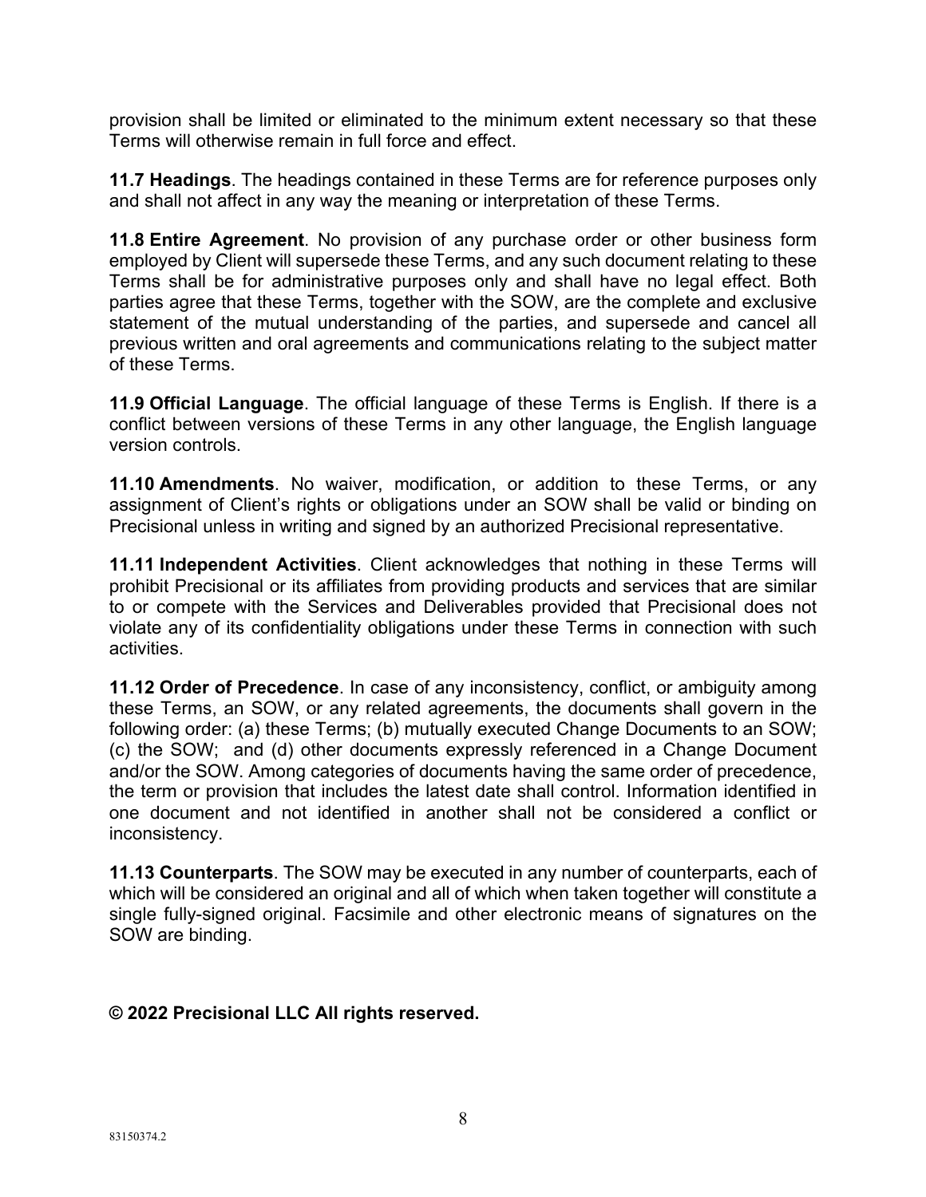provision shall be limited or eliminated to the minimum extent necessary so that these Terms will otherwise remain in full force and effect.

**11.7 Headings**. The headings contained in these Terms are for reference purposes only and shall not affect in any way the meaning or interpretation of these Terms.

**11.8 Entire Agreement**. No provision of any purchase order or other business form employed by Client will supersede these Terms, and any such document relating to these Terms shall be for administrative purposes only and shall have no legal effect. Both parties agree that these Terms, together with the SOW, are the complete and exclusive statement of the mutual understanding of the parties, and supersede and cancel all previous written and oral agreements and communications relating to the subject matter of these Terms.

**11.9 Official Language**. The official language of these Terms is English. If there is a conflict between versions of these Terms in any other language, the English language version controls.

**11.10 Amendments**. No waiver, modification, or addition to these Terms, or any assignment of Client's rights or obligations under an SOW shall be valid or binding on Precisional unless in writing and signed by an authorized Precisional representative.

**11.11 Independent Activities**. Client acknowledges that nothing in these Terms will prohibit Precisional or its affiliates from providing products and services that are similar to or compete with the Services and Deliverables provided that Precisional does not violate any of its confidentiality obligations under these Terms in connection with such activities.

**11.12 Order of Precedence**. In case of any inconsistency, conflict, or ambiguity among these Terms, an SOW, or any related agreements, the documents shall govern in the following order: (a) these Terms; (b) mutually executed Change Documents to an SOW; (c) the SOW; and (d) other documents expressly referenced in a Change Document and/or the SOW. Among categories of documents having the same order of precedence, the term or provision that includes the latest date shall control. Information identified in one document and not identified in another shall not be considered a conflict or inconsistency.

**11.13 Counterparts**. The SOW may be executed in any number of counterparts, each of which will be considered an original and all of which when taken together will constitute a single fully-signed original. Facsimile and other electronic means of signatures on the SOW are binding.

**© 2022 Precisional LLC All rights reserved.**

83150374.2